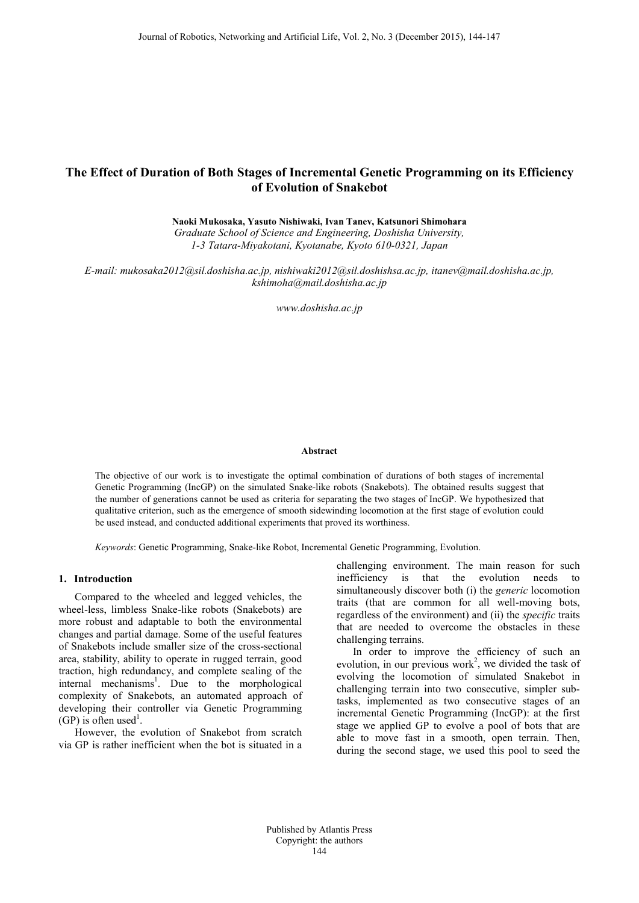# The Effect of Duration of Both Stages of Incremental Genetic Programming on its Efficiency of Evolution of Snakebot

**Naoki Mukosaka, Yasuto Nishiwaki, Ivan Tanev, Katsunori Shimohara**

*Graduate School of Science and Engineering, Doshisha University,*
*1-3 Tatara-Miyakotani, Kyotanabe, Kyoto 610-0321, Japan*

*E-mail: mukosaka2012@sil.doshisha.ac.jp, nishiwaki2012@sil.doshishsa.ac.jp, itanev@mail.doshisha.ac.jp, kshimoha@mail.doshisha.ac.jp*

*www.doshisha.ac.jp*

**Abstract**

The objective of our work is to investigate the optimal combination of durations of both stages of incremental Genetic Programming (IncGP) on the simulated Snake-like robots (Snakebots). The obtained results suggest that the number of generations cannot be used as criteria for separating the two stages of IncGP. We hypothesized that qualitative criterion, such as the emergence of smooth sidewinding locomotion at the first stage of evolution could be used instead, and conducted additional experiments that proved its worthiness.

*Keywords*: Genetic Programming, Snake-like Robot, Incremental Genetic Programming, Evolution.

## 1. Introduction

Compared to the wheeled and legged vehicles, the wheel-less, limbless Snake-like robots (Snakebots) are more robust and adaptable to both the environmental changes and partial damage. Some of the useful features of Snakebots include smaller size of the cross-sectional area, stability, ability to operate in rugged terrain, good traction, high redundancy, and complete sealing of the internal mechanisms[1]. Due to the morphological complexity of Snakebots, an automated approach of developing their controller via Genetic Programming (GP) is often used[1].

However, the evolution of Snakebot from scratch via GP is rather inefficient when the bot is situated in a challenging environment. The main reason for such inefficiency is that the evolution needs to simultaneously discover both (i) the *generic* locomotion traits (that are common for all well-moving bots, regardless of the environment) and (ii) the *specific* traits that are needed to overcome the obstacles in these challenging terrains.

In order to improve the efficiency of such an evolution, in our previous work[2], we divided the task of evolving the locomotion of simulated Snakebot in challenging terrain into two consecutive, simpler sub-tasks, implemented as two consecutive stages of an incremental Genetic Programming (IncGP): at the first stage we applied GP to evolve a pool of bots that are able to move fast in a smooth, open terrain. Then, during the second stage, we used this pool to seed the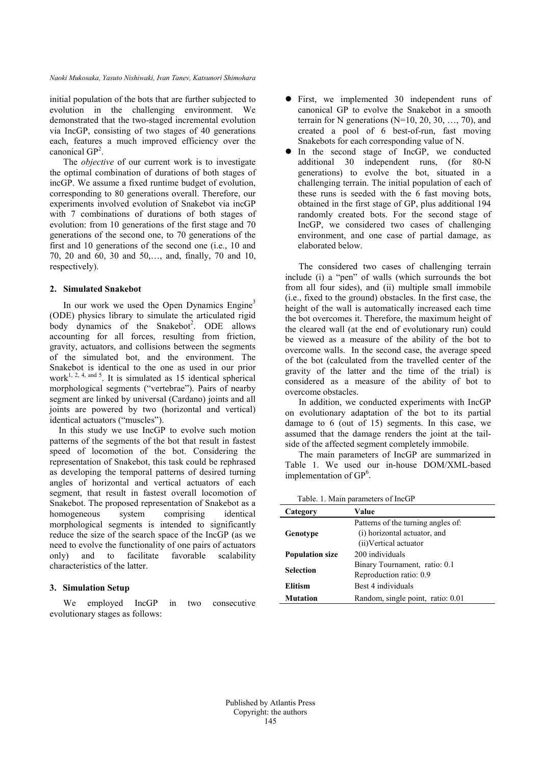initial population of the bots that are further subjected to evolution in the challenging environment. We demonstrated that the two-staged incremental evolution via IncGP, consisting of two stages of 40 generations each, features a much improved efficiency over the canonical GP[2].

The *objective* of our current work is to investigate the optimal combination of durations of both stages of incGP. We assume a fixed runtime budget of evolution, corresponding to 80 generations overall. Therefore, our experiments involved evolution of Snakebot via incGP with 7 combinations of durations of both stages of evolution: from 10 generations of the first stage and 70 generations of the second one, to 70 generations of the first and 10 generations of the second one (i.e., 10 and 70, 20 and 60, 30 and 50,…, and, finally, 70 and 10, respectively).

## 2. Simulated Snakebot

In our work we used the Open Dynamics Engine[3] (ODE) physics library to simulate the articulated rigid body dynamics of the Snakebot[2]. ODE allows accounting for all forces, resulting from friction, gravity, actuators, and collisions between the segments of the simulated bot, and the environment. The Snakebot is identical to the one as used in our prior work[1, 2, 4, and 5]. It is simulated as 15 identical spherical morphological segments ("vertebrae"). Pairs of nearby segment are linked by universal (Cardano) joints and all joints are powered by two (horizontal and vertical) identical actuators ("muscles").

In this study we use IncGP to evolve such motion patterns of the segments of the bot that result in fastest speed of locomotion of the bot. Considering the representation of Snakebot, this task could be rephrased as developing the temporal patterns of desired turning angles of horizontal and vertical actuators of each segment, that result in fastest overall locomotion of Snakebot. The proposed representation of Snakebot as a homogeneous system comprising identical morphological segments is intended to significantly reduce the size of the search space of the IncGP (as we need to evolve the functionality of one pairs of actuators only) and to facilitate favorable scalability characteristics of the latter.

## 3. Simulation Setup

We employed IncGP in two consecutive evolutionary stages as follows:

- First, we implemented 30 independent runs of canonical GP to evolve the Snakebot in a smooth terrain for N generations (N=10, 20, 30, …, 70), and created a pool of 6 best-of-run, fast moving Snakebots for each corresponding value of N.
- In the second stage of IncGP, we conducted additional 30 independent runs, (for 80-N generations) to evolve the bot, situated in a challenging terrain. The initial population of each of these runs is seeded with the 6 fast moving bots, obtained in the first stage of GP, plus additional 194 randomly created bots. For the second stage of IncGP, we considered two cases of challenging environment, and one case of partial damage, as elaborated below.

The considered two cases of challenging terrain include (i) a "pen" of walls (which surrounds the bot from all four sides), and (ii) multiple small immobile (i.e., fixed to the ground) obstacles. In the first case, the height of the wall is automatically increased each time the bot overcomes it. Therefore, the maximum height of the cleared wall (at the end of evolutionary run) could be viewed as a measure of the ability of the bot to overcome walls. In the second case, the average speed of the bot (calculated from the travelled center of the gravity of the latter and the time of the trial) is considered as a measure of the ability of bot to overcome obstacles.

In addition, we conducted experiments with IncGP on evolutionary adaptation of the bot to its partial damage to 6 (out of 15) segments. In this case, we assumed that the damage renders the joint at the tail-side of the affected segment completely immobile.

The main parameters of IncGP are summarized in Table 1. We used our in-house DOM/XML-based implementation of GP[6].

Table. 1. Main parameters of IncGP

| Category | Value |
|---|---|
| **Genotype** | Patterns of the turning angles of: (i) horizontal actuator, and (ii)Vertical actuator |
| **Population size** | 200 individuals |
| **Selection** | Binary Tournament, ratio: 0.1 Reproduction ratio: 0.9 |
| **Elitism** | Best 4 individuals |
| **Mutation** | Random, single point, ratio: 0.01 |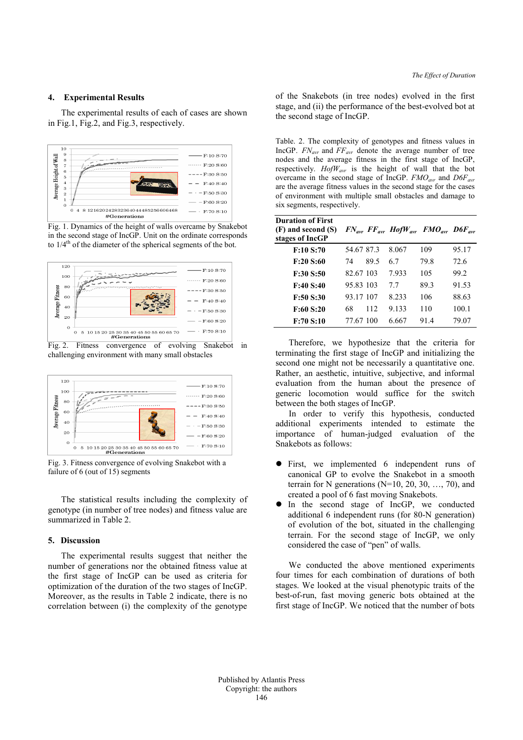## 4. Experimental Results

The experimental results of each of cases are shown in Fig.1, Fig.2, and Fig.3, respectively.

Fig. 1. Dynamics of the height of walls overcame by Snakebot in the second stage of IncGP. Unit on the ordinate corresponds to 1/4th of the diameter of the spherical segments of the bot.

Fig. 2. Fitness convergence of evolving Snakebot in challenging environment with many small obstacles

Fig. 3. Fitness convergence of evolving Snakebot with a failure of 6 (out of 15) segments

The statistical results including the complexity of genotype (in number of tree nodes) and fitness value are summarized in Table 2.

## 5. Discussion

The experimental results suggest that neither the number of generations nor the obtained fitness value at the first stage of IncGP can be used as criteria for optimization of the duration of the two stages of IncGP. Moreover, as the results in Table 2 indicate, there is no correlation between (i) the complexity of the genotype of the Snakebots (in tree nodes) evolved in the first stage, and (ii) the performance of the best-evolved bot at the second stage of IncGP.

Table. 2. The complexity of genotypes and fitness values in IncGP. $FN_{avr}$ and $FF_{avr}$ denote the average number of tree nodes and the average fitness in the first stage of IncGP, respectively. $HofW_{avr}$ is the height of wall that the bot overcame in the second stage of IncGP. $FMO_{avr}$ and $D6F_{avr}$ are the average fitness values in the second stage for the cases of environment with multiple small obstacles and damage to six segments, respectively.

| Duration of First (F) and second (S) stages of IncGP | $FN_{avr}$ | $FF_{avr}$ | $HofW_{avr}$ | $FMO_{avr}$ | $D6F_{avr}$ |
|---|---|---|---|---|---|
| F:10 S:70 | 54.67 | 87.3 | 8.067 | 109 | 95.17 |
| F:20 S:60 | 74 | 89.5 | 6.7 | 79.8 | 72.6 |
| F:30 S:50 | 82.67 | 103 | 7.933 | 105 | 99.2 |
| F:40 S:40 | 95.83 | 103 | 7.7 | 89.3 | 91.53 |
| F:50 S:30 | 93.17 | 107 | 8.233 | 106 | 88.63 |
| F:60 S:20 | 68 | 112 | 9.133 | 110 | 100.1 |
| F:70 S:10 | 77.67 | 100 | 6.667 | 91.4 | 79.07 |

Therefore, we hypothesize that the criteria for terminating the first stage of IncGP and initializing the second one might not be necessarily a quantitative one. Rather, an aesthetic, intuitive, subjective, and informal evaluation from the human about the presence of generic locomotion would suffice for the switch between the both stages of IncGP.

In order to verify this hypothesis, conducted additional experiments intended to estimate the importance of human-judged evaluation of the Snakebots as follows:

- First, we implemented 6 independent runs of canonical GP to evolve the Snakebot in a smooth terrain for N generations (N=10, 20, 30, …, 70), and created a pool of 6 fast moving Snakebots.
- In the second stage of IncGP, we conducted additional 6 independent runs (for 80-N generation) of evolution of the bot, situated in the challenging terrain. For the second stage of IncGP, we only considered the case of "pen" of walls.

We conducted the above mentioned experiments four times for each combination of durations of both stages. We looked at the visual phenotypic traits of the best-of-run, fast moving generic bots obtained at the first stage of IncGP. We noticed that the number of bots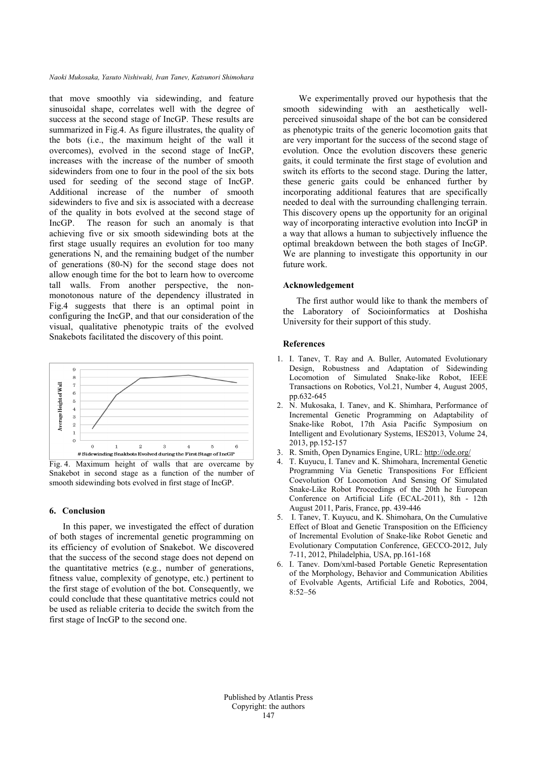that move smoothly via sidewinding, and feature sinusoidal shape, correlates well with the degree of success at the second stage of IncGP. These results are summarized in Fig.4. As figure illustrates, the quality of the bots (i.e., the maximum height of the wall it overcomes), evolved in the second stage of IncGP, increases with the increase of the number of smooth sidewinders from one to four in the pool of the six bots used for seeding of the second stage of IncGP. Additional increase of the number of smooth sidewinders to five and six is associated with a decrease of the quality in bots evolved at the second stage of IncGP. The reason for such an anomaly is that achieving five or six smooth sidewinding bots at the first stage usually requires an evolution for too many generations N, and the remaining budget of the number of generations (80-N) for the second stage does not allow enough time for the bot to learn how to overcome tall walls. From another perspective, the non-monotonous nature of the dependency illustrated in Fig.4 suggests that there is an optimal point in configuring the IncGP, and that our consideration of the visual, qualitative phenotypic traits of the evolved Snakebots facilitated the discovery of this point.

Average Height of Wall
9
8
7
6
5
4
3
2
1
0
0 1 2 3 4 5 6
# Sidewinding Snakbots Evolved during the First Stage of IncGP

Fig. 4. Maximum height of walls that are overcame by Snakebot in second stage as a function of the number of smooth sidewinding bots evolved in first stage of IncGP.

## 6. Conclusion

In this paper, we investigated the effect of duration of both stages of incremental genetic programming on its efficiency of evolution of Snakebot. We discovered that the success of the second stage does not depend on the quantitative metrics (e.g., number of generations, fitness value, complexity of genotype, etc.) pertinent to the first stage of evolution of the bot. Consequently, we could conclude that these quantitative metrics could not be used as reliable criteria to decide the switch from the first stage of IncGP to the second one.

We experimentally proved our hypothesis that the smooth sidewinding with an aesthetically well-perceived sinusoidal shape of the bot can be considered as phenotypic traits of the generic locomotion gaits that are very important for the success of the second stage of evolution. Once the evolution discovers these generic gaits, it could terminate the first stage of evolution and switch its efforts to the second stage. During the latter, these generic gaits could be enhanced further by incorporating additional features that are specifically needed to deal with the surrounding challenging terrain. This discovery opens up the opportunity for an original way of incorporating interactive evolution into IncGP in a way that allows a human to subjectively influence the optimal breakdown between the both stages of IncGP. We are planning to investigate this opportunity in our future work.

### Acknowledgement

The first author would like to thank the members of the Laboratory of Socioinformatics at Doshisha University for their support of this study.

### References

1. I. Tanev, T. Ray and A. Buller, Automated Evolutionary Design, Robustness and Adaptation of Sidewinding Locomotion of Simulated Snake-like Robot, IEEE Transactions on Robotics, Vol.21, Number 4, August 2005, pp.632-645
2. N. Mukosaka, I. Tanev, and K. Shimhara, Performance of Incremental Genetic Programming on Adaptability of Snake-like Robot, 17th Asia Pacific Symposium on Intelligent and Evolutionary Systems, IES2013, Volume 24, 2013, pp.152-157
3. R. Smith, Open Dynamics Engine, URL: http://ode.org/
4. T. Kuyucu, I. Tanev and K. Shimohara, Incremental Genetic Programming Via Genetic Transpositions For Efficient Coevolution Of Locomotion And Sensing Of Simulated Snake-Like Robot Proceedings of the 20th he European Conference on Artificial Life (ECAL-2011), 8th - 12th August 2011, Paris, France, pp. 439-446
5. I. Tanev, T. Kuyucu, and K. Shimohara, On the Cumulative Effect of Bloat and Genetic Transposition on the Efficiency of Incremental Evolution of Snake-like Robot Genetic and Evolutionary Computation Conference, GECCO-2012, July 7-11, 2012, Philadelphia, USA, pp.161-168
6. I. Tanev. Dom/xml-based Portable Genetic Representation of the Morphology, Behavior and Communication Abilities of Evolvable Agents, Artificial Life and Robotics, 2004, 8:52–56